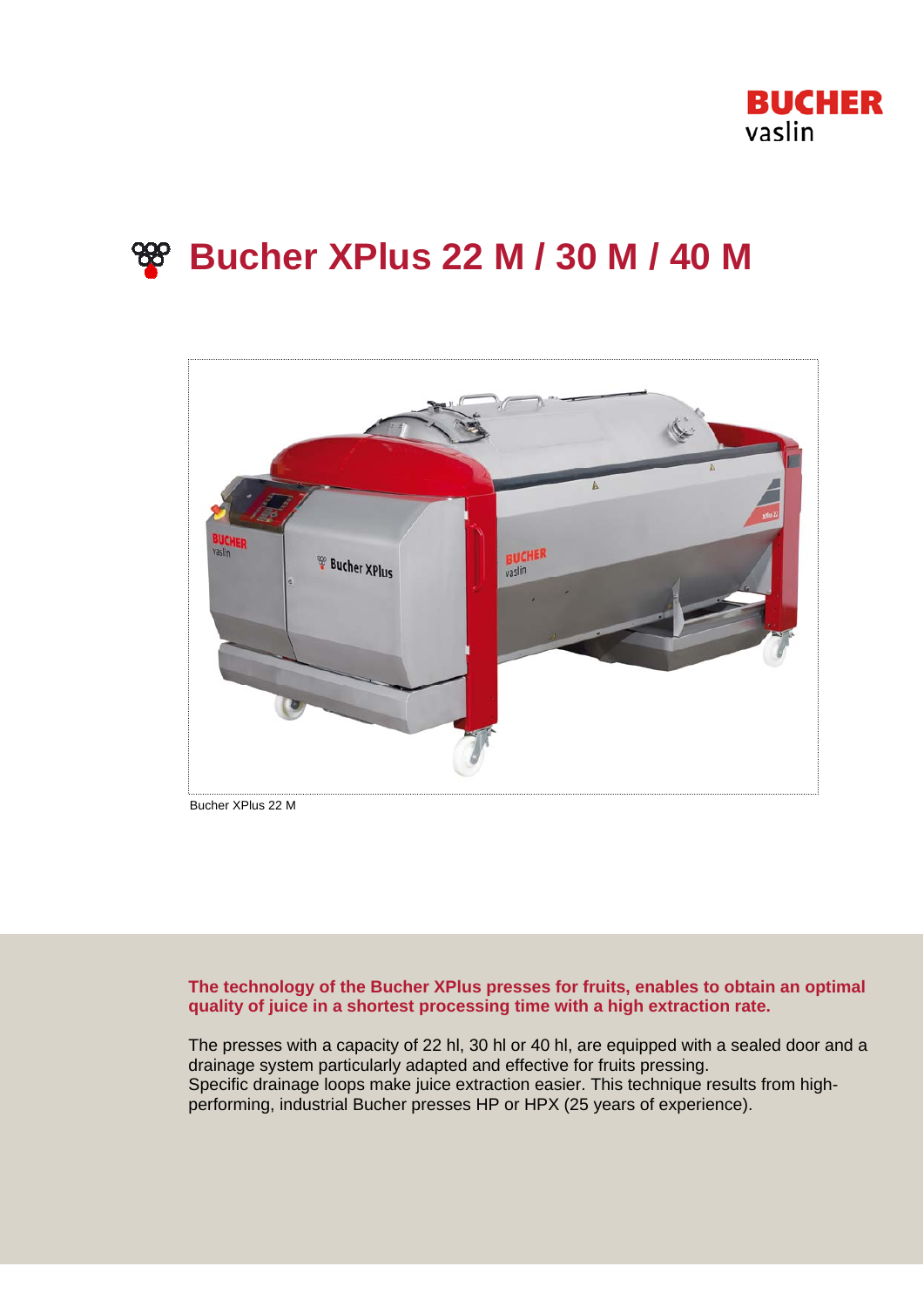# Bucher XPlus 22 M / 30 M / 40 M

Bucher XPlus 22 M

**The technology of the Bucher XPlus presses for fruits, enables to obtain an optimal quality of juice in a shortest processing time with a high extraction rate.**

The presses with a capacity of 22 hl, 30 hl or 40 hl, are equipped with a sealed door and a drainage system particularly adapted and effective for fruits pressing.
Specific drainage loops make juice extraction easier. This technique results from high-performing, industrial Bucher presses HP or HPX (25 years of experience).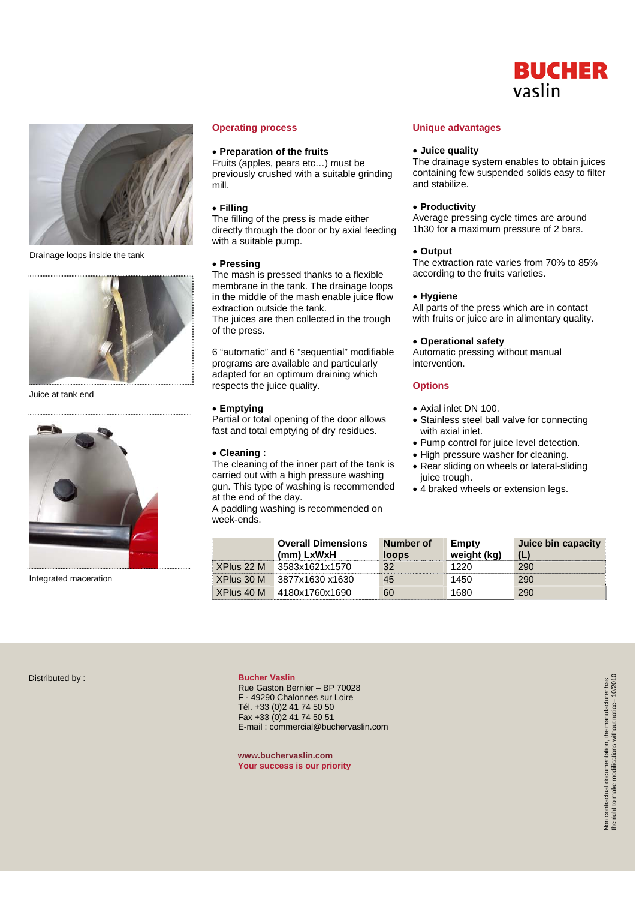BUCHER vaslin

Drainage loops inside the tank

Juice at tank end

Integrated maceration

## Operating process

- **Preparation of the fruits**

Fruits (apples, pears etc…) must be previously crushed with a suitable grinding mill.

- **Filling**

The filling of the press is made either directly through the door or by axial feeding with a suitable pump.

- **Pressing**

The mash is pressed thanks to a flexible membrane in the tank. The drainage loops in the middle of the mash enable juice flow extraction outside the tank.
The juices are then collected in the trough of the press.

6 "automatic" and 6 "sequential" modifiable programs are available and particularly adapted for an optimum draining which respects the juice quality.

- **Emptying**

Partial or total opening of the door allows fast and total emptying of dry residues.

- **Cleaning :**

The cleaning of the inner part of the tank is carried out with a high pressure washing gun. This type of washing is recommended at the end of the day.
A paddling washing is recommended on week-ends.

## Unique advantages

- **Juice quality**

The drainage system enables to obtain juices containing few suspended solids easy to filter and stabilize.

- **Productivity**

Average pressing cycle times are around 1h30 for a maximum pressure of 2 bars.

- **Output**

The extraction rate varies from 70% to 85% according to the fruits varieties.

- **Hygiene**

All parts of the press which are in contact with fruits or juice are in alimentary quality.

- **Operational safety**

Automatic pressing without manual intervention.

## Options

- Axial inlet DN 100.
- Stainless steel ball valve for connecting with axial inlet.
- Pump control for juice level detection.
- High pressure washer for cleaning.
- Rear sliding on wheels or lateral-sliding juice trough.
- 4 braked wheels or extension legs.

| | Overall Dimensions (mm) LxWxH | Number of loops | Empty weight (kg) | Juice bin capacity (L) |
|---|---|---|---|---|
| XPlus 22 M | 3583x1621x1570 | 32 | 1220 | 290 |
| XPlus 30 M | 3877x1630 x1630 | 45 | 1450 | 290 |
| XPlus 40 M | 4180x1760x1690 | 60 | 1680 | 290 |

Distributed by :

**Bucher Vaslin**
Rue Gaston Bernier – BP 70028
F - 49290 Chalonnes sur Loire
Tél. +33 (0)2 41 74 50 50
Fax +33 (0)2 41 74 50 51
E-mail : commercial@buchervaslin.com

**www.buchervaslin.com**
**Your success is our priority**

Non contractual documentation, the manufacturer has the right to make modifications without notice– 10/2010